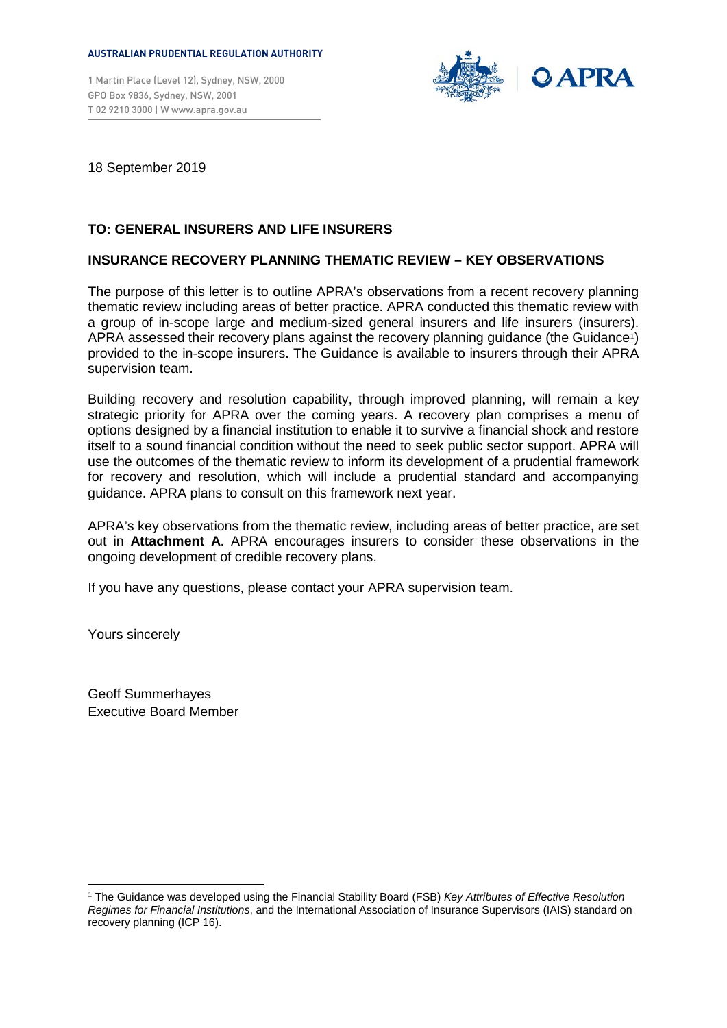**AUSTRALIAN PRUDENTIAL REGULATION AUTHORITY**

1 Martin Place (Level 12), Sydney, NSW, 2000
GPO Box 9836, Sydney, NSW, 2001
T 02 9210 3000 | W www.apra.gov.au

18 September 2019

**TO: GENERAL INSURERS AND LIFE INSURERS**

**INSURANCE RECOVERY PLANNING THEMATIC REVIEW – KEY OBSERVATIONS**

The purpose of this letter is to outline APRA's observations from a recent recovery planning thematic review including areas of better practice. APRA conducted this thematic review with a group of in-scope large and medium-sized general insurers and life insurers (insurers). APRA assessed their recovery plans against the recovery planning guidance (the Guidance[1]) provided to the in-scope insurers. The Guidance is available to insurers through their APRA supervision team.

Building recovery and resolution capability, through improved planning, will remain a key strategic priority for APRA over the coming years. A recovery plan comprises a menu of options designed by a financial institution to enable it to survive a financial shock and restore itself to a sound financial condition without the need to seek public sector support. APRA will use the outcomes of the thematic review to inform its development of a prudential framework for recovery and resolution, which will include a prudential standard and accompanying guidance. APRA plans to consult on this framework next year.

APRA's key observations from the thematic review, including areas of better practice, are set out in **Attachment A**. APRA encourages insurers to consider these observations in the ongoing development of credible recovery plans.

If you have any questions, please contact your APRA supervision team.

Yours sincerely

Geoff Summerhayes
Executive Board Member

---

[1] The Guidance was developed using the Financial Stability Board (FSB) *Key Attributes of Effective Resolution Regimes for Financial Institutions*, and the International Association of Insurance Supervisors (IAIS) standard on recovery planning (ICP 16).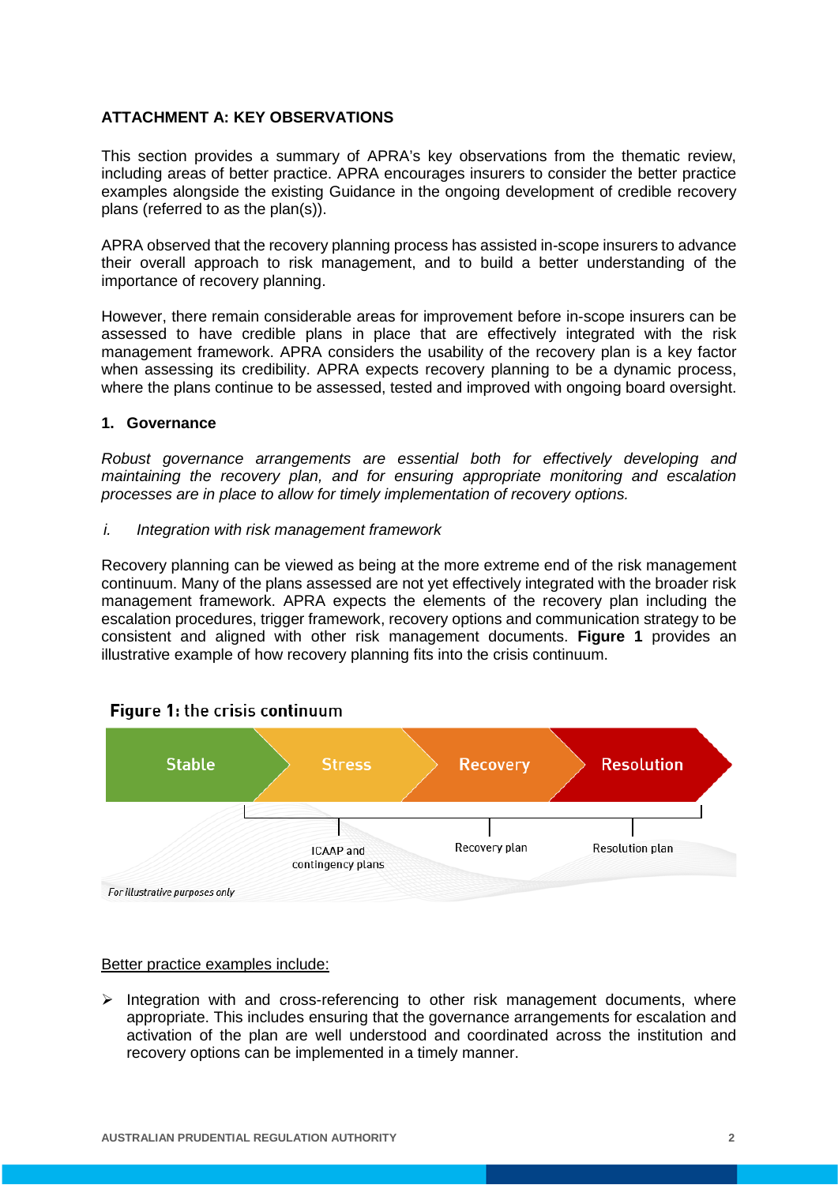## ATTACHMENT A: KEY OBSERVATIONS

This section provides a summary of APRA's key observations from the thematic review, including areas of better practice. APRA encourages insurers to consider the better practice examples alongside the existing Guidance in the ongoing development of credible recovery plans (referred to as the plan(s)).

APRA observed that the recovery planning process has assisted in-scope insurers to advance their overall approach to risk management, and to build a better understanding of the importance of recovery planning.

However, there remain considerable areas for improvement before in-scope insurers can be assessed to have credible plans in place that are effectively integrated with the risk management framework. APRA considers the usability of the recovery plan is a key factor when assessing its credibility. APRA expects recovery planning to be a dynamic process, where the plans continue to be assessed, tested and improved with ongoing board oversight.

### 1. Governance

*Robust governance arrangements are essential both for effectively developing and maintaining the recovery plan, and for ensuring appropriate monitoring and escalation processes are in place to allow for timely implementation of recovery options.*

*i. Integration with risk management framework*

Recovery planning can be viewed as being at the more extreme end of the risk management continuum. Many of the plans assessed are not yet effectively integrated with the broader risk management framework. APRA expects the elements of the recovery plan including the escalation procedures, trigger framework, recovery options and communication strategy to be consistent and aligned with other risk management documents. **Figure 1** provides an illustrative example of how recovery planning fits into the crisis continuum.

**Figure 1:** the crisis continuum

Stable → Stress → Recovery → Resolution

ICAAP and contingency plans | Recovery plan | Resolution plan

*For illustrative purposes only*

Better practice examples include:

- Integration with and cross-referencing to other risk management documents, where appropriate. This includes ensuring that the governance arrangements for escalation and activation of the plan are well understood and coordinated across the institution and recovery options can be implemented in a timely manner.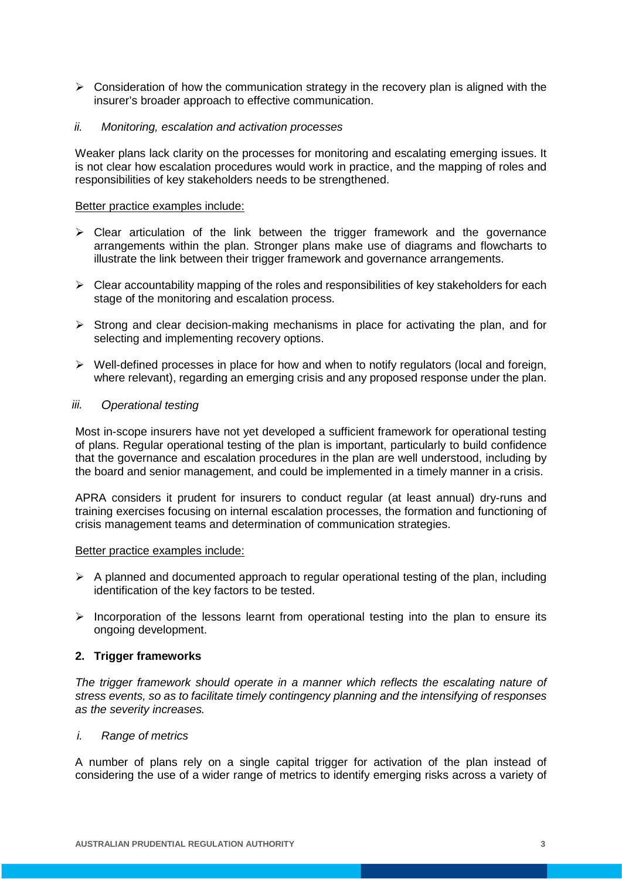- Consideration of how the communication strategy in the recovery plan is aligned with the insurer's broader approach to effective communication.

*ii. Monitoring, escalation and activation processes*

Weaker plans lack clarity on the processes for monitoring and escalating emerging issues. It is not clear how escalation procedures would work in practice, and the mapping of roles and responsibilities of key stakeholders needs to be strengthened.

Better practice examples include:

- Clear articulation of the link between the trigger framework and the governance arrangements within the plan. Stronger plans make use of diagrams and flowcharts to illustrate the link between their trigger framework and governance arrangements.
- Clear accountability mapping of the roles and responsibilities of key stakeholders for each stage of the monitoring and escalation process.
- Strong and clear decision-making mechanisms in place for activating the plan, and for selecting and implementing recovery options.
- Well-defined processes in place for how and when to notify regulators (local and foreign, where relevant), regarding an emerging crisis and any proposed response under the plan.

*iii. Operational testing*

Most in-scope insurers have not yet developed a sufficient framework for operational testing of plans. Regular operational testing of the plan is important, particularly to build confidence that the governance and escalation procedures in the plan are well understood, including by the board and senior management, and could be implemented in a timely manner in a crisis.

APRA considers it prudent for insurers to conduct regular (at least annual) dry-runs and training exercises focusing on internal escalation processes, the formation and functioning of crisis management teams and determination of communication strategies.

Better practice examples include:

- A planned and documented approach to regular operational testing of the plan, including identification of the key factors to be tested.
- Incorporation of the lessons learnt from operational testing into the plan to ensure its ongoing development.

**2. Trigger frameworks**

*The trigger framework should operate in a manner which reflects the escalating nature of stress events, so as to facilitate timely contingency planning and the intensifying of responses as the severity increases.*

*i. Range of metrics*

A number of plans rely on a single capital trigger for activation of the plan instead of considering the use of a wider range of metrics to identify emerging risks across a variety of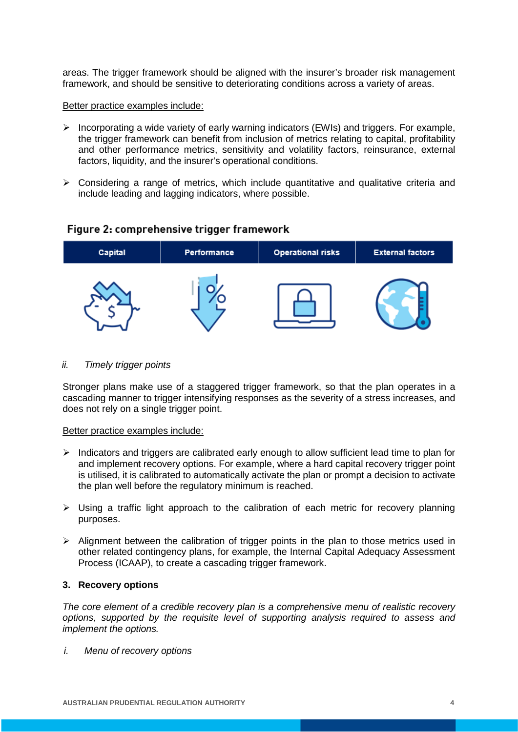areas. The trigger framework should be aligned with the insurer's broader risk management framework, and should be sensitive to deteriorating conditions across a variety of areas.

Better practice examples include:

- Incorporating a wide variety of early warning indicators (EWIs) and triggers. For example, the trigger framework can benefit from inclusion of metrics relating to capital, profitability and other performance metrics, sensitivity and volatility factors, reinsurance, external factors, liquidity, and the insurer's operational conditions.
- Considering a range of metrics, which include quantitative and qualitative criteria and include leading and lagging indicators, where possible.

**Figure 2: comprehensive trigger framework**

| Capital | Performance | Operational risks | External factors |
|---|---|---|---|

*ii. Timely trigger points*

Stronger plans make use of a staggered trigger framework, so that the plan operates in a cascading manner to trigger intensifying responses as the severity of a stress increases, and does not rely on a single trigger point.

Better practice examples include:

- Indicators and triggers are calibrated early enough to allow sufficient lead time to plan for and implement recovery options. For example, where a hard capital recovery trigger point is utilised, it is calibrated to automatically activate the plan or prompt a decision to activate the plan well before the regulatory minimum is reached.
- Using a traffic light approach to the calibration of each metric for recovery planning purposes.
- Alignment between the calibration of trigger points in the plan to those metrics used in other related contingency plans, for example, the Internal Capital Adequacy Assessment Process (ICAAP), to create a cascading trigger framework.

### 3. Recovery options

*The core element of a credible recovery plan is a comprehensive menu of realistic recovery options, supported by the requisite level of supporting analysis required to assess and implement the options.*

*i. Menu of recovery options*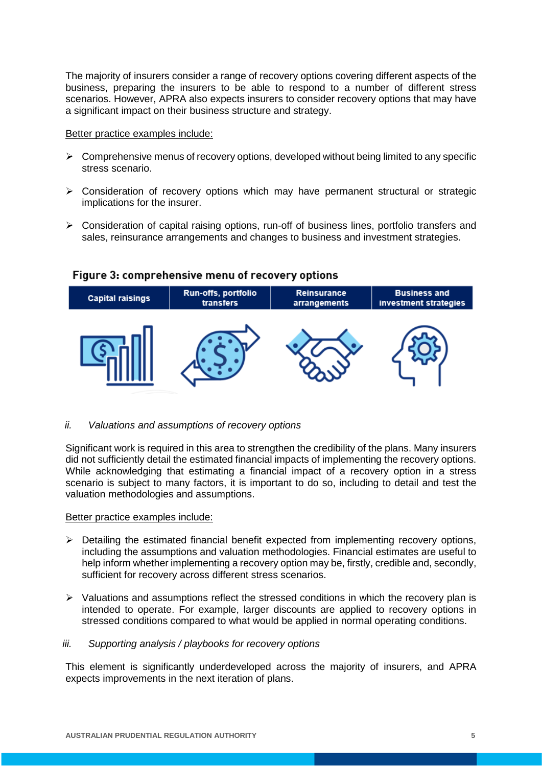The majority of insurers consider a range of recovery options covering different aspects of the business, preparing the insurers to be able to respond to a number of different stress scenarios. However, APRA also expects insurers to consider recovery options that may have a significant impact on their business structure and strategy.

Better practice examples include:

- Comprehensive menus of recovery options, developed without being limited to any specific stress scenario.
- Consideration of recovery options which may have permanent structural or strategic implications for the insurer.
- Consideration of capital raising options, run-off of business lines, portfolio transfers and sales, reinsurance arrangements and changes to business and investment strategies.

**Figure 3: comprehensive menu of recovery options**

| Capital raisings | Run-offs, portfolio transfers | Reinsurance arrangements | Business and investment strategies |
|---|---|---|---|

*ii. Valuations and assumptions of recovery options*

Significant work is required in this area to strengthen the credibility of the plans. Many insurers did not sufficiently detail the estimated financial impacts of implementing the recovery options. While acknowledging that estimating a financial impact of a recovery option in a stress scenario is subject to many factors, it is important to do so, including to detail and test the valuation methodologies and assumptions.

Better practice examples include:

- Detailing the estimated financial benefit expected from implementing recovery options, including the assumptions and valuation methodologies. Financial estimates are useful to help inform whether implementing a recovery option may be, firstly, credible and, secondly, sufficient for recovery across different stress scenarios.
- Valuations and assumptions reflect the stressed conditions in which the recovery plan is intended to operate. For example, larger discounts are applied to recovery options in stressed conditions compared to what would be applied in normal operating conditions.

*iii. Supporting analysis / playbooks for recovery options*

This element is significantly underdeveloped across the majority of insurers, and APRA expects improvements in the next iteration of plans.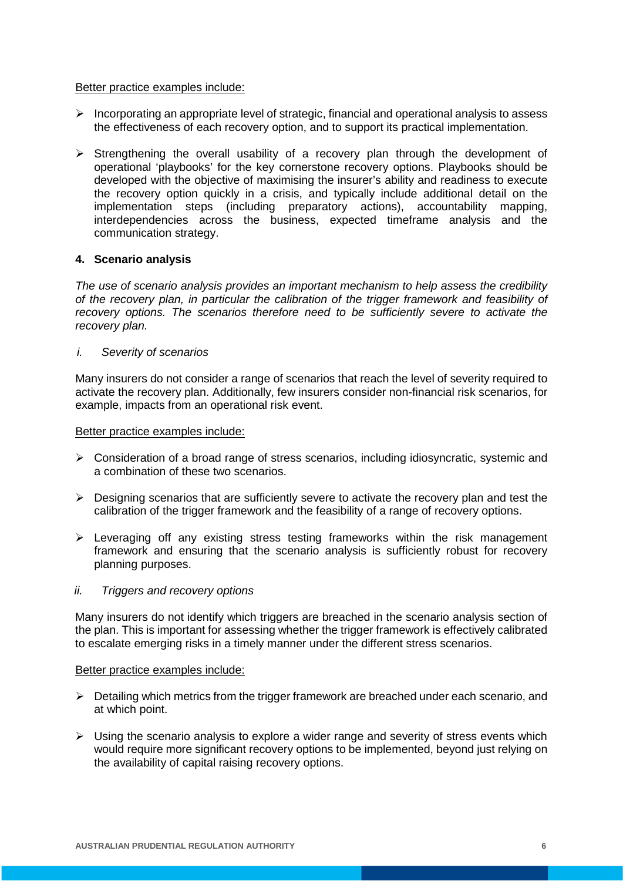Better practice examples include:

- Incorporating an appropriate level of strategic, financial and operational analysis to assess the effectiveness of each recovery option, and to support its practical implementation.
- Strengthening the overall usability of a recovery plan through the development of operational 'playbooks' for the key cornerstone recovery options. Playbooks should be developed with the objective of maximising the insurer's ability and readiness to execute the recovery option quickly in a crisis, and typically include additional detail on the implementation steps (including preparatory actions), accountability mapping, interdependencies across the business, expected timeframe analysis and the communication strategy.

#### 4. Scenario analysis

*The use of scenario analysis provides an important mechanism to help assess the credibility of the recovery plan, in particular the calibration of the trigger framework and feasibility of recovery options. The scenarios therefore need to be sufficiently severe to activate the recovery plan.*

*i. Severity of scenarios*

Many insurers do not consider a range of scenarios that reach the level of severity required to activate the recovery plan. Additionally, few insurers consider non-financial risk scenarios, for example, impacts from an operational risk event.

Better practice examples include:

- Consideration of a broad range of stress scenarios, including idiosyncratic, systemic and a combination of these two scenarios.
- Designing scenarios that are sufficiently severe to activate the recovery plan and test the calibration of the trigger framework and the feasibility of a range of recovery options.
- Leveraging off any existing stress testing frameworks within the risk management framework and ensuring that the scenario analysis is sufficiently robust for recovery planning purposes.

*ii. Triggers and recovery options*

Many insurers do not identify which triggers are breached in the scenario analysis section of the plan. This is important for assessing whether the trigger framework is effectively calibrated to escalate emerging risks in a timely manner under the different stress scenarios.

Better practice examples include:

- Detailing which metrics from the trigger framework are breached under each scenario, and at which point.
- Using the scenario analysis to explore a wider range and severity of stress events which would require more significant recovery options to be implemented, beyond just relying on the availability of capital raising recovery options.